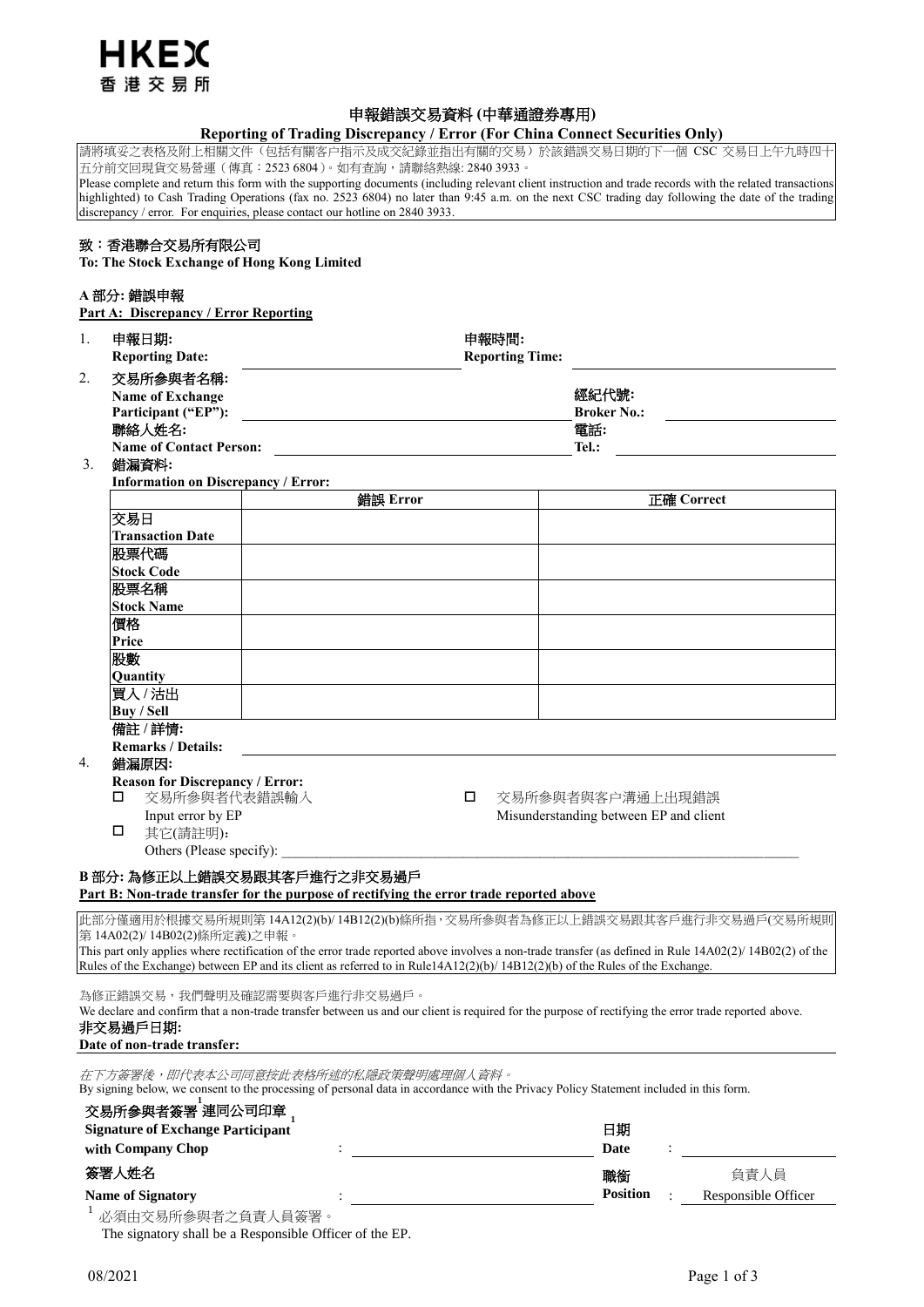HKEX
香港交易所

# 申報錯誤交易資料 (中華通證券專用)
## Reporting of Trading Discrepancy / Error (For China Connect Securities Only)

請將填妥之表格及附上相關文件（包括有關客戶指示及成交紀錄並指出有關的交易）於該錯誤交易日期的下一個 CSC 交易日上午九時四十五分前交回現貨交易營運（傳真：2523 6804）。如有查詢，請聯絡熱線: 2840 3933。
Please complete and return this form with the supporting documents (including relevant client instruction and trade records with the related transactions highlighted) to Cash Trading Operations (fax no. 2523 6804) no later than 9:45 a.m. on the next CSC trading day following the date of the trading discrepancy / error. For enquiries, please contact our hotline on 2840 3933.

**致：香港聯合交易所有限公司**
**To: The Stock Exchange of Hong Kong Limited**

**A 部分: 錯誤申報**
**Part A: Discrepancy / Error Reporting**

1. **申報日期: Reporting Date:** ______________ **申報時間: Reporting Time:** ______________
2. **交易所參與者名稱: Name of Exchange Participant ("EP"):** ______________ **經紀代號: Broker No.:** ______________
   **聯絡人姓名: Name of Contact Person:** ______________ **電話: Tel.:** ______________
3. **錯漏資料:**
   **Information on Discrepancy / Error:**

| | 錯誤 Error | 正確 Correct |
|---|---|---|
| 交易日 Transaction Date | | |
| 股票代碼 Stock Code | | |
| 股票名稱 Stock Name | | |
| 價格 Price | | |
| 股數 Quantity | | |
| 買入 / 沽出 Buy / Sell | | |

   **備註 / 詳情: Remarks / Details:** ______________

4. **錯漏原因:**
   **Reason for Discrepancy / Error:**
   - ☐ 交易所參與者代表錯誤輸入 Input error by EP
   - ☐ 交易所參與者與客戶溝通上出現錯誤 Misunderstanding between EP and client
   - ☐ 其它(請註明)： Others (Please specify): ______________

**B 部分: 為修正以上錯誤交易跟其客戶進行之非交易過戶**
**Part B: Non-trade transfer for the purpose of rectifying the error trade reported above**

此部分僅適用於根據交易所規則第 14A12(2)(b)/ 14B12(2)(b)條所指，交易所參與者為修正以上錯誤交易跟其客戶進行非交易過戶(交易所規則第 14A02(2)/ 14B02(2)條所定義)之申報。
This part only applies where rectification of the error trade reported above involves a non-trade transfer (as defined in Rule 14A02(2)/ 14B02(2) of the Rules of the Exchange) between EP and its client as referred to in Rule14A12(2)(b)/ 14B12(2)(b) of the Rules of the Exchange.

為修正錯誤交易，我們聲明及確認需要與客戶進行非交易過戶。
We declare and confirm that a non-trade transfer between us and our client is required for the purpose of rectifying the error trade reported above.

**非交易過戶日期:**
**Date of non-trade transfer:** ______________

*在下方簽署後，即代表本公司同意按此表格所述的私隱政策聲明處理個人資料。*
By signing below, we consent to the processing of personal data in accordance with the Privacy Policy Statement included in this form.

**交易所參與者簽署[1]連同公司印章[1]**
**Signature of Exchange Participant with Company Chop** : ______________ **日期 Date** : ______________

**簽署人姓名**
**Name of Signatory** : ______________ **職銜 Position** : 負責人員 Responsible Officer

[1] 必須由交易所參與者之負責人員簽署。
The signatory shall be a Responsible Officer of the EP.

08/2021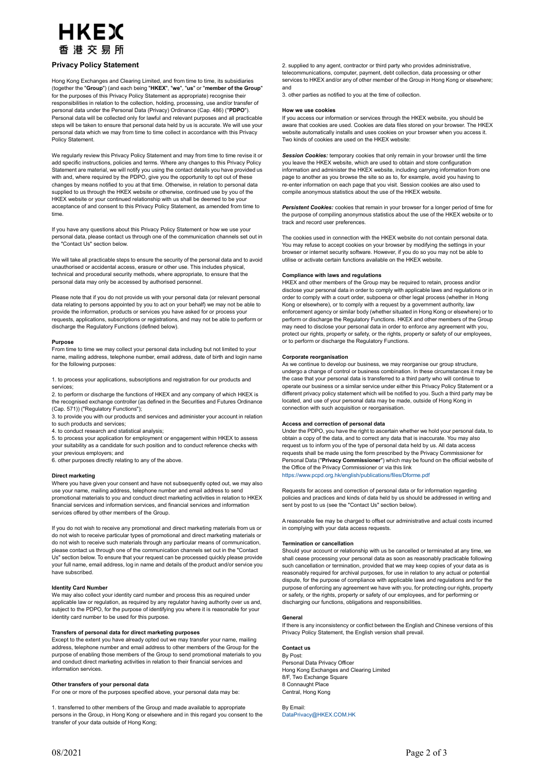HKEX
香港交易所

## Privacy Policy Statement

Hong Kong Exchanges and Clearing Limited, and from time to time, its subsidiaries (together the "**Group**") (and each being "**HKEX**", "**we**", "**us**" or "**member of the Group**" for the purposes of this Privacy Policy Statement as appropriate) recognise their responsibilities in relation to the collection, holding, processing, use and/or transfer of personal data under the Personal Data (Privacy) Ordinance (Cap. 486) ("**PDPO**"). Personal data will be collected only for lawful and relevant purposes and all practicable steps will be taken to ensure that personal data held by us is accurate. We will use your personal data which we may from time to time collect in accordance with this Privacy Policy Statement.

We regularly review this Privacy Policy Statement and may from time to time revise it or add specific instructions, policies and terms. Where any changes to this Privacy Policy Statement are material, we will notify you using the contact details you have provided us with and, where required by the PDPO, give you the opportunity to opt out of these changes by means notified to you at that time. Otherwise, in relation to personal data supplied to us through the HKEX website or otherwise, continued use by you of the HKEX website or your continued relationship with us shall be deemed to be your acceptance of and consent to this Privacy Policy Statement, as amended from time to time.

If you have any questions about this Privacy Policy Statement or how we use your personal data, please contact us through one of the communication channels set out in the "Contact Us" section below.

We will take all practicable steps to ensure the security of the personal data and to avoid unauthorised or accidental access, erasure or other use. This includes physical, technical and procedural security methods, where appropriate, to ensure that the personal data may only be accessed by authorised personnel.

Please note that if you do not provide us with your personal data (or relevant personal data relating to persons appointed by you to act on your behalf) we may not be able to provide the information, products or services you have asked for or process your requests, applications, subscriptions or registrations, and may not be able to perform or discharge the Regulatory Functions (defined below).

### Purpose

From time to time we may collect your personal data including but not limited to your name, mailing address, telephone number, email address, date of birth and login name for the following purposes:

1. to process your applications, subscriptions and registration for our products and services;
2. to perform or discharge the functions of HKEX and any company of which HKEX is the recognised exchange controller (as defined in the Securities and Futures Ordinance (Cap. 571)) ("Regulatory Functions");
3. to provide you with our products and services and administer your account in relation to such products and services;
4. to conduct research and statistical analysis;
5. to process your application for employment or engagement within HKEX to assess your suitability as a candidate for such position and to conduct reference checks with your previous employers; and
6. other purposes directly relating to any of the above.

### Direct marketing

Where you have given your consent and have not subsequently opted out, we may also use your name, mailing address, telephone number and email address to send promotional materials to you and conduct direct marketing activities in relation to HKEX financial services and information services, and financial services and information services offered by other members of the Group.

If you do not wish to receive any promotional and direct marketing materials from us or do not wish to receive particular types of promotional and direct marketing materials or do not wish to receive such materials through any particular means of communication, please contact us through one of the communication channels set out in the "Contact Us" section below. To ensure that your request can be processed quickly please provide your full name, email address, log in name and details of the product and/or service you have subscribed.

### Identity Card Number

We may also collect your identity card number and process this as required under applicable law or regulation, as required by any regulator having authority over us and, subject to the PDPO, for the purpose of identifying you where it is reasonable for your identity card number to be used for this purpose.

### Transfers of personal data for direct marketing purposes

Except to the extent you have already opted out we may transfer your name, mailing address, telephone number and email address to other members of the Group for the purpose of enabling those members of the Group to send promotional materials to you and conduct direct marketing activities in relation to their financial services and information services.

### Other transfers of your personal data

For one or more of the purposes specified above, your personal data may be:

1. transferred to other members of the Group and made available to appropriate persons in the Group, in Hong Kong or elsewhere and in this regard you consent to the transfer of your data outside of Hong Kong;
2. supplied to any agent, contractor or third party who provides administrative, telecommunications, computer, payment, debt collection, data processing or other services to HKEX and/or any of other member of the Group in Hong Kong or elsewhere; and
3. other parties as notified to you at the time of collection.

### How we use cookies

If you access our information or services through the HKEX website, you should be aware that cookies are used. Cookies are data files stored on your browser. The HKEX website automatically installs and uses cookies on your browser when you access it. Two kinds of cookies are used on the HKEX website:

***Session Cookies:*** temporary cookies that only remain in your browser until the time you leave the HKEX website, which are used to obtain and store configuration information and administer the HKEX website, including carrying information from one page to another as you browse the site so as to, for example, avoid you having to re-enter information on each page that you visit. Session cookies are also used to compile anonymous statistics about the use of the HKEX website.

***Persistent Cookies:*** cookies that remain in your browser for a longer period of time for the purpose of compiling anonymous statistics about the use of the HKEX website or to track and record user preferences.

The cookies used in connection with the HKEX website do not contain personal data. You may refuse to accept cookies on your browser by modifying the settings in your browser or internet security software. However, if you do so you may not be able to utilise or activate certain functions available on the HKEX website.

### Compliance with laws and regulations

HKEX and other members of the Group may be required to retain, process and/or disclose your personal data in order to comply with applicable laws and regulations or in order to comply with a court order, subpoena or other legal process (whether in Hong Kong or elsewhere), or to comply with a request by a government authority, law enforcement agency or similar body (whether situated in Hong Kong or elsewhere) or to perform or discharge the Regulatory Functions. HKEX and other members of the Group may need to disclose your personal data in order to enforce any agreement with you, protect our rights, property or safety, or the rights, property or safety of our employees, or to perform or discharge the Regulatory Functions.

### Corporate reorganisation

As we continue to develop our business, we may reorganise our group structure, undergo a change of control or business combination. In these circumstances it may be the case that your personal data is transferred to a third party who will continue to operate our business or a similar service under either this Privacy Policy Statement or a different privacy policy statement which will be notified to you. Such a third party may be located, and use of your personal data may be made, outside of Hong Kong in connection with such acquisition or reorganisation.

### Access and correction of personal data

Under the PDPO, you have the right to ascertain whether we hold your personal data, to obtain a copy of the data, and to correct any data that is inaccurate. You may also request us to inform you of the type of personal data held by us. All data access requests shall be made using the form prescribed by the Privacy Commissioner for Personal Data ("**Privacy Commissioner**") which may be found on the official website of the Office of the Privacy Commissioner or via this link https://www.pcpd.org.hk/english/publications/files/Dforme.pdf

Requests for access and correction of personal data or for information regarding policies and practices and kinds of data held by us should be addressed in writing and sent by post to us (see the "Contact Us" section below).

A reasonable fee may be charged to offset our administrative and actual costs incurred in complying with your data access requests.

### Termination or cancellation

Should your account or relationship with us be cancelled or terminated at any time, we shall cease processing your personal data as soon as reasonably practicable following such cancellation or termination, provided that we may keep copies of your data as is reasonably required for archival purposes, for use in relation to any actual or potential dispute, for the purpose of compliance with applicable laws and regulations and for the purpose of enforcing any agreement we have with you, for protecting our rights, property or safety, or the rights, property or safety of our employees, and for performing or discharging our functions, obligations and responsibilities.

### General

If there is any inconsistency or conflict between the English and Chinese versions of this Privacy Policy Statement, the English version shall prevail.

### Contact us

By Post:
Personal Data Privacy Officer
Hong Kong Exchanges and Clearing Limited
8/F, Two Exchange Square
8 Connaught Place
Central, Hong Kong

By Email:
DataPrivacy@HKEX.COM.HK

08/2021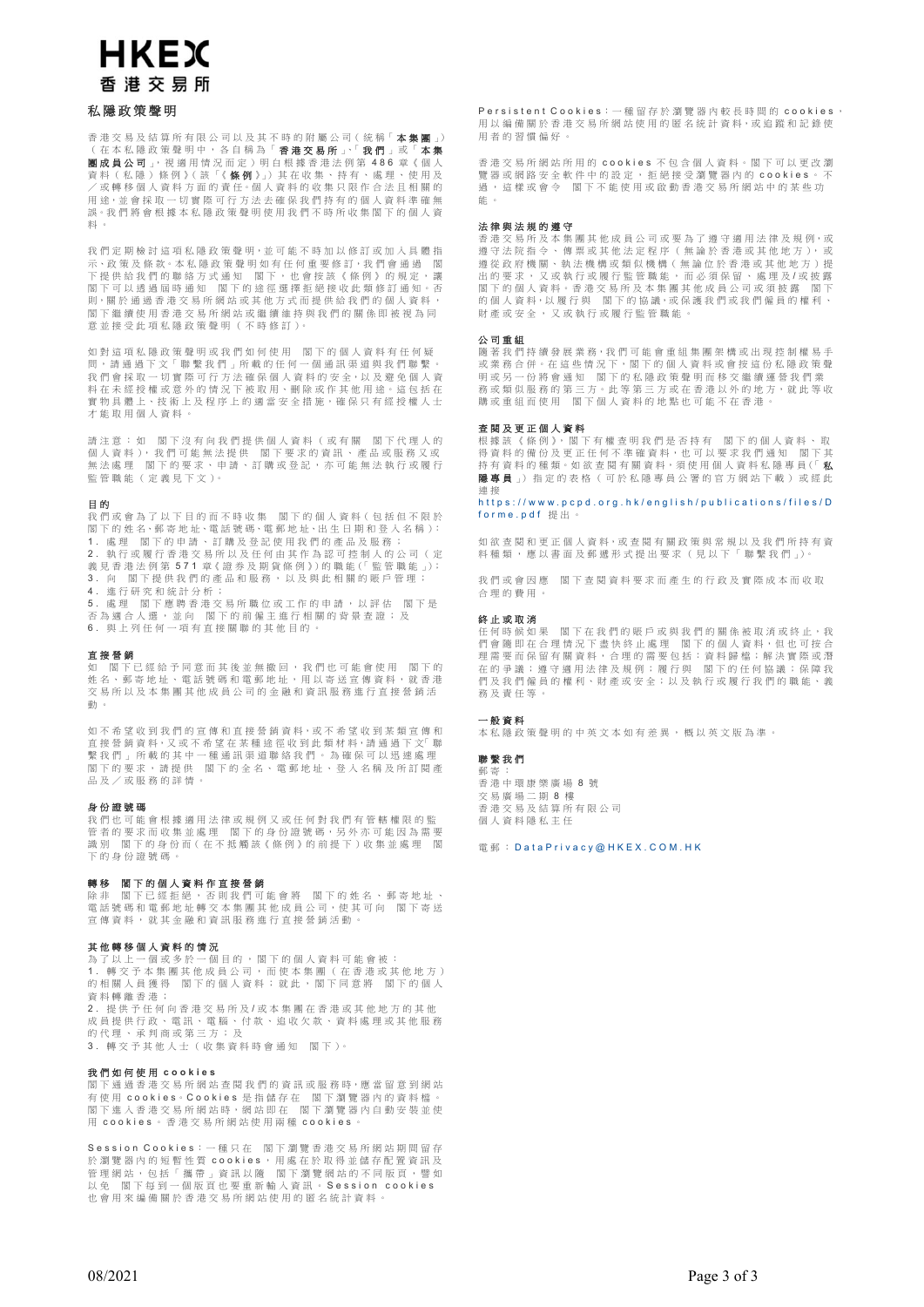# HKEX
香港交易所

## 私隱政策聲明

香港交易及結算所有限公司以及其不時的附屬公司（統稱「**本集團**」）（在本私隱政策聲明中，各自稱為「**香港交易所**」、「**我們**」或「**本集團成員公司**」，視適用情況而定）明白根據香港法例第486章《個人資料（私隱）條例》（該「《**條例**》」）其在收集、持有、處理、使用及／或轉移個人資料方面的責任。個人資料的收集只限作合法且相關的用途，並會採取一切實際可行方法去確保我們持有的個人資料準確無誤。我們將會根據本私隱政策聲明使用我們不時所收集閣下的個人資料。

我們定期檢討這項私隱政策聲明，並可能不時加以修訂或加入具體指示、政策及條款。本私隱政策聲明如有任何重要修訂，我們會通過閣下提供給我們的聯絡方式通知閣下，也會按該《條例》的規定，讓閣下可以透過屆時通知閣下的途徑選擇拒絕接收此類修訂通知。否則，關於通過香港交易所網站或其他方式而提供給我們的個人資料，閣下繼續使用香港交易所網站或繼續維持與我們的關係即被視為同意並接受此項私隱政策聲明（不時修訂）。

如對這項私隱政策聲明或我們如何使用閣下的個人資料有任何疑問，請通過下文「聯繫我們」所載的任何一個通訊渠道與我們聯繫。我們會採取一切實際可行方法確保個人資料的安全，以及避免個人資料在未經授權或意外的情況下被取用、刪除或作其他用途。這包括在實物具體上、技術上及程序上的適當安全措施，確保只有經授權人士才能取用個人資料。

請注意：如閣下沒有向我們提供個人資料（或有關閣下代理人的個人資料），我們可能無法提供閣下要求的資訊、產品或服務又或無法處理閣下的要求、申請、訂購或登記，亦可能無法執行或履行監管職能（定義見下文）。

### 目的

我們或會為了以下目的而不時收集閣下的個人資料（包括但不限於閣下的姓名、郵寄地址、電話號碼、電郵地址、出生日期和登入名稱）：

1. 處理閣下的申請、訂購及登記使用我們的產品及服務；
2. 執行或履行香港交易所以及任何由其作為認可控制人的公司（定義見香港法例第571章《證券及期貨條例》）的職能（「監管職能」）；
3. 向閣下提供我們的產品和服務，以及與此相關的賬戶管理；
4. 進行研究和統計分析；
5. 處理閣下應聘香港交易所職位或工作的申請，以評估閣下是否為適合人選，並向閣下的前僱主進行相關的背景查證；及
6. 與上列任何一項有直接關聯的其他目的。

### 直接營銷

如閣下已經給予同意而其後並無撤回，我們也可能會使用閣下的姓名、郵寄地址、電話號碼和電郵地址，用以寄送宣傳資料，就香港交易所以及本集團其他成員公司的金融和資訊服務進行直接營銷活動。

如不希望收到我們的宣傳和直接營銷資料，或不希望收到某類宣傳和直接營銷資料，又或不希望在某種途徑收到此類材料，請通過下文「聯繫我們」所載的其中一種通訊渠道聯絡我們。為確保可以迅速處理閣下的要求，請提供閣下的全名、電郵地址、登入名稱及所訂閱產品及／或服務的詳情。

### 身份證號碼

我們也可能會根據適用法律或規例又或任何對我們有管轄權限的監管者的要求而收集並處理閣下的身份證號碼，另外亦可能因為需要識別閣下的身份而（在不抵觸該《條例》的前提下）收集並處理閣下的身份證號碼。

### 轉移閣下的個人資料作直接營銷

除非閣下已經拒絕，否則我們可能會將閣下的姓名、郵寄地址、電話號碼和電郵地址轉交本集團其他成員公司，使其可向閣下寄送宣傳資料，就其金融和資訊服務進行直接營銷活動。

### 其他轉移個人資料的情況

為了以上一個或多於一個目的，閣下的個人資料可能會被：

1. 轉交予本集團其他成員公司，而使本集團（在香港或其他地方）的相關人員獲得閣下的個人資料；就此，閣下同意將閣下的個人資料轉離香港；
2. 提供予任何向香港交易所及/或本集團在香港或其他地方的其他成員提供行政、電訊、電腦、付款、追收欠款、資料處理或其他服務的代理、承判商或第三方；及
3. 轉交予其他人士（收集資料時會通知閣下）。

### 我們如何使用cookies

閣下通過香港交易所網站查閱我們的資訊或服務時，應當留意到網站有使用cookies。Cookies是指儲存在閣下瀏覽器內的資料檔。閣下進入香港交易所網站時，網站即在閣下瀏覽器內自動安裝並使用cookies。香港交易所網站使用兩種cookies。

Session Cookies：一種只在閣下瀏覽香港交易所網站期間留存於瀏覽器內的短暫性質cookies，用處在於取得並儲存配置資訊及管理網站，包括「攜帶」資訊以隨閣下瀏覽網站的不同版頁，譬如以免閣下每到一個版頁也要重新輸入資訊。Session cookies也會用來編備關於香港交易所網站使用的匿名統計資料。

Persistent Cookies：一種留存於瀏覽器內較長時間的cookies，用以編備關於香港交易所網站使用的匿名統計資料，或追蹤和記錄使用者的習慣偏好。

香港交易所網站所用的cookies不包含個人資料。閣下可以更改瀏覽器或網路安全軟件中的設定，拒絕接受瀏覽器內的cookies。不過，這樣或會令閣下不能使用或啟動香港交易所網站中的某些功能。

### 法律與法規的遵守

香港交易所及本集團其他成員公司或要為了遵守適用法律及規例，或遵守法院指令、傳票或其他法定程序（無論於香港或其他地方），或遵從政府機關、執法機構或類似機構（無論位於香港或其他地方）提出的要求，又或執行或履行監管職能，而必須保留、處理及/或披露閣下的個人資料。香港交易所及本集團其他成員公司或須披露閣下的個人資料，以履行與閣下的協議，或保護我們或我們僱員的權利、財產或安全，又或執行或履行監管職能。

### 公司重組

隨著我們持續發展業務，我們可能會重組集團架構或出現控制權易手或業務合併。在這些情況下，閣下的個人資料或會按這份私隱政策聲明或另一份將會通知閣下的私隱政策聲明而移交繼續經營我們業務或類似服務的第三方。此等第三方或在香港以外的地方，就此等收購或重組而使用閣下個人資料的地點也可能不在香港。

### 查閱及更正個人資料

根據該《條例》，閣下有權查明我們是否持有閣下的個人資料、取得資料的備份及更正任何不準確資料，也可以要求我們通知閣下其持有資料的種類。如欲查閱有關資料，須使用個人資料私隱專員（「**私隱專員**」）指定的表格（可於私隱專員公署的官方網站下載）或經此連接 https://www.pcpd.org.hk/english/publications/files/Dforme.pdf 提出。

如欲查閱和更正個人資料，或查閱有關政策與常規以及我們所持有資料種類，應以書面及郵遞形式提出要求（見以下「聯繫我們」）。

我們或會因應閣下查閱資料要求而產生的行政及實際成本而收取合理的費用。

### 終止或取消

任何時候如果閣下在我們的賬戶或與我們的關係被取消或終止，我們會隨即在合理情況下盡快終止處理閣下的個人資料，但也可按合理需要而保留有關資料，合理的需要包括：資料歸檔；解決實際或潛在的爭議；遵守適用法律及規例；履行與閣下的任何協議；保障我們及我們僱員的權利、財產或安全；以及執行或履行我們的職能、義務及責任等。

### 一般資料

本私隱政策聲明的中英文文本如有差異，概以英文版為準。

### 聯繫我們

郵寄：
香港中環康樂廣場8號
交易廣場二期8樓
香港交易及結算所有限公司
個人資料私隱主任

電郵：DataPrivacy@HKEX.COM.HK

08/2021